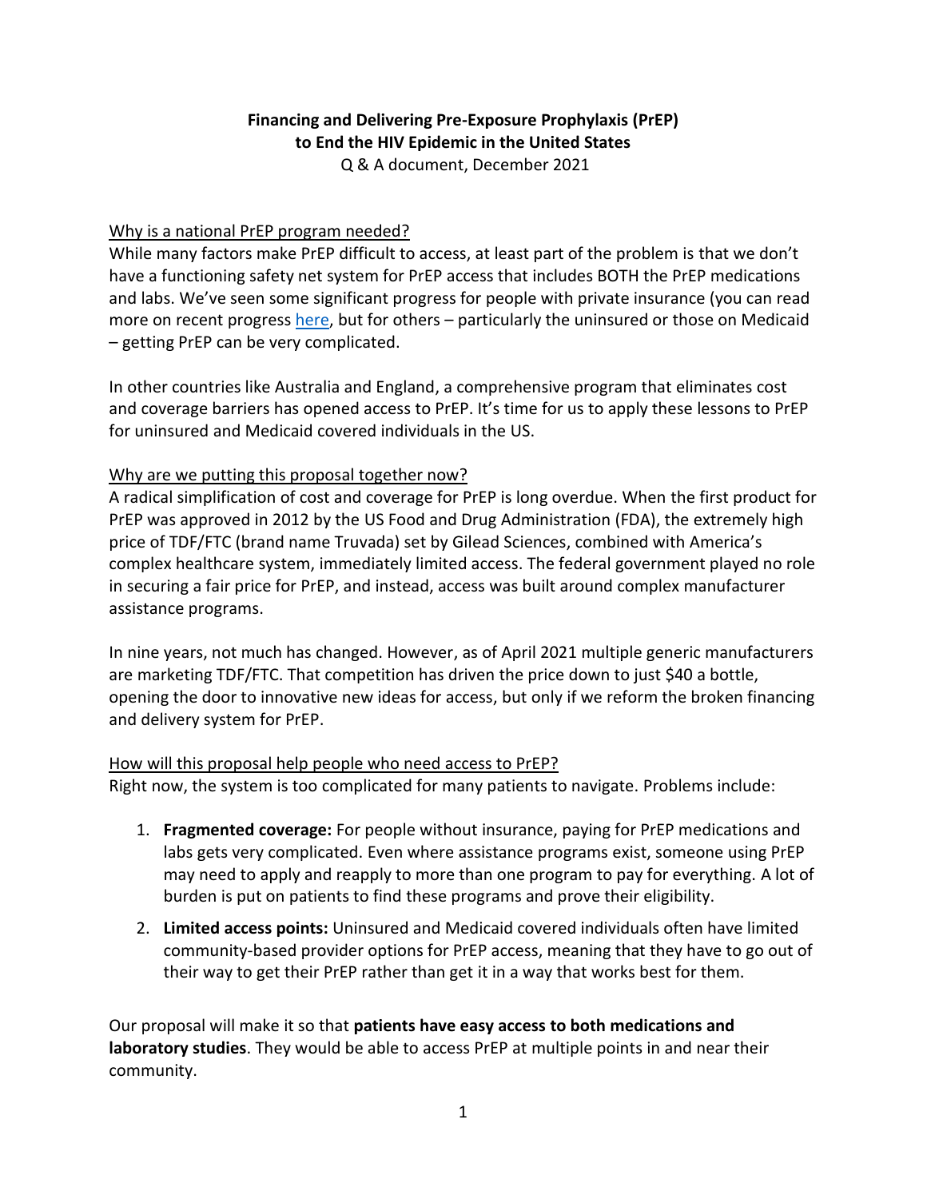# Financing and Delivering Pre-Exposure Prophylaxis (PrEP) to End the HIV Epidemic in the United States

Q & A document, December 2021

## Why is a national PrEP program needed?

While many factors make PrEP difficult to access, at least part of the problem is that we don't have a functioning safety net system for PrEP access that includes BOTH the PrEP medications and labs. We've seen some significant progress for people with private insurance (you can read more on recent progress here, but for others – particularly the uninsured or those on Medicaid – getting PrEP can be very complicated.

In other countries like Australia and England, a comprehensive program that eliminates cost and coverage barriers has opened access to PrEP. It's time for us to apply these lessons to PrEP for uninsured and Medicaid covered individuals in the US.

## Why are we putting this proposal together now?

A radical simplification of cost and coverage for PrEP is long overdue. When the first product for PrEP was approved in 2012 by the US Food and Drug Administration (FDA), the extremely high price of TDF/FTC (brand name Truvada) set by Gilead Sciences, combined with America's complex healthcare system, immediately limited access. The federal government played no role in securing a fair price for PrEP, and instead, access was built around complex manufacturer assistance programs.

In nine years, not much has changed. However, as of April 2021 multiple generic manufacturers are marketing TDF/FTC. That competition has driven the price down to just $40 a bottle, opening the door to innovative new ideas for access, but only if we reform the broken financing and delivery system for PrEP.

## How will this proposal help people who need access to PrEP?

Right now, the system is too complicated for many patients to navigate. Problems include:

1. **Fragmented coverage:** For people without insurance, paying for PrEP medications and labs gets very complicated. Even where assistance programs exist, someone using PrEP may need to apply and reapply to more than one program to pay for everything. A lot of burden is put on patients to find these programs and prove their eligibility.
2. **Limited access points:** Uninsured and Medicaid covered individuals often have limited community-based provider options for PrEP access, meaning that they have to go out of their way to get their PrEP rather than get it in a way that works best for them.

Our proposal will make it so that **patients have easy access to both medications and laboratory studies**. They would be able to access PrEP at multiple points in and near their community.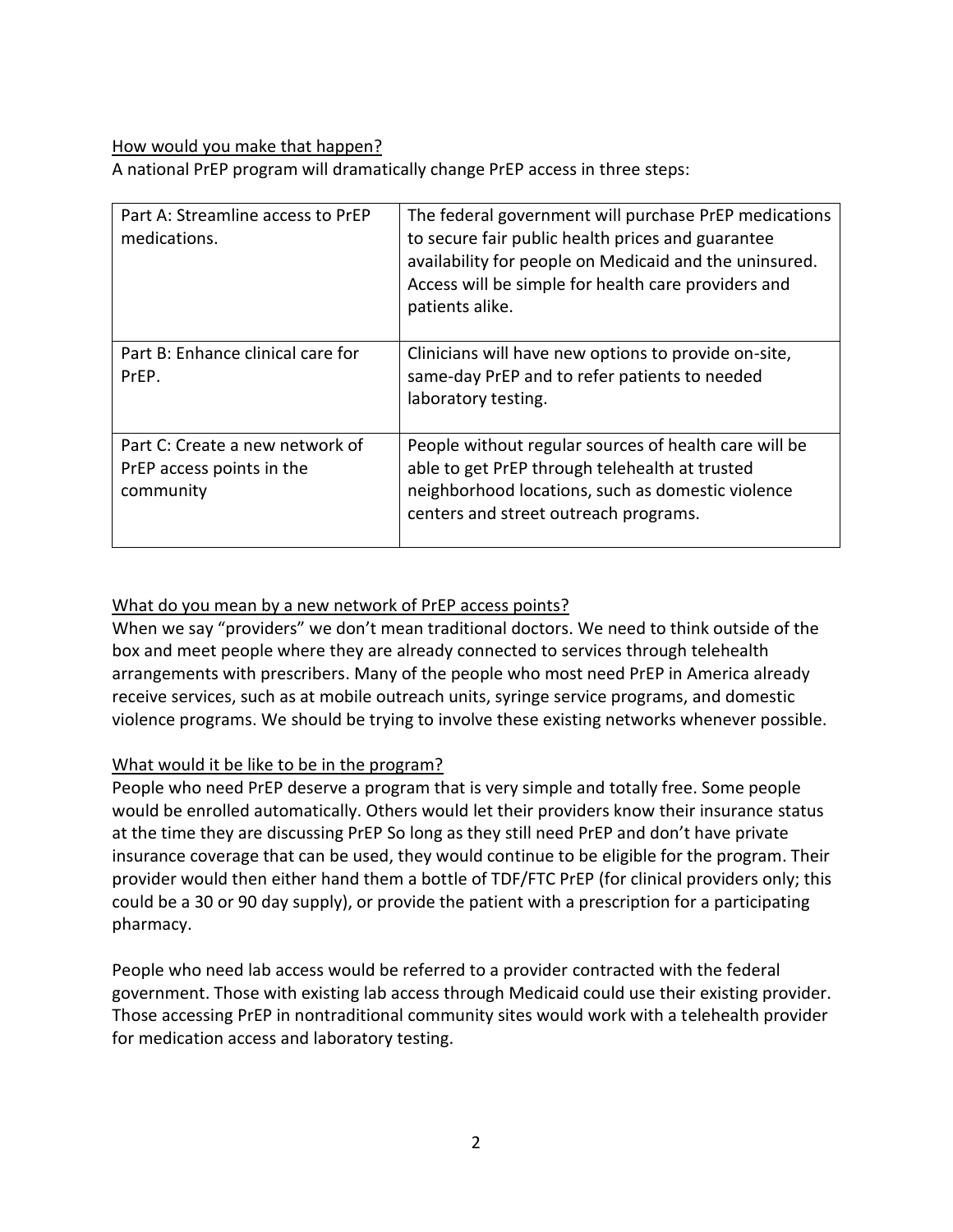How would you make that happen?

A national PrEP program will dramatically change PrEP access in three steps:

| | |
|---|---|
| Part A: Streamline access to PrEP medications. | The federal government will purchase PrEP medications to secure fair public health prices and guarantee availability for people on Medicaid and the uninsured. Access will be simple for health care providers and patients alike. |
| Part B: Enhance clinical care for PrEP. | Clinicians will have new options to provide on-site, same-day PrEP and to refer patients to needed laboratory testing. |
| Part C: Create a new network of PrEP access points in the community | People without regular sources of health care will be able to get PrEP through telehealth at trusted neighborhood locations, such as domestic violence centers and street outreach programs. |

What do you mean by a new network of PrEP access points?

When we say "providers" we don't mean traditional doctors. We need to think outside of the box and meet people where they are already connected to services through telehealth arrangements with prescribers. Many of the people who most need PrEP in America already receive services, such as at mobile outreach units, syringe service programs, and domestic violence programs. We should be trying to involve these existing networks whenever possible.

What would it be like to be in the program?

People who need PrEP deserve a program that is very simple and totally free. Some people would be enrolled automatically. Others would let their providers know their insurance status at the time they are discussing PrEP So long as they still need PrEP and don't have private insurance coverage that can be used, they would continue to be eligible for the program. Their provider would then either hand them a bottle of TDF/FTC PrEP (for clinical providers only; this could be a 30 or 90 day supply), or provide the patient with a prescription for a participating pharmacy.

People who need lab access would be referred to a provider contracted with the federal government. Those with existing lab access through Medicaid could use their existing provider. Those accessing PrEP in nontraditional community sites would work with a telehealth provider for medication access and laboratory testing.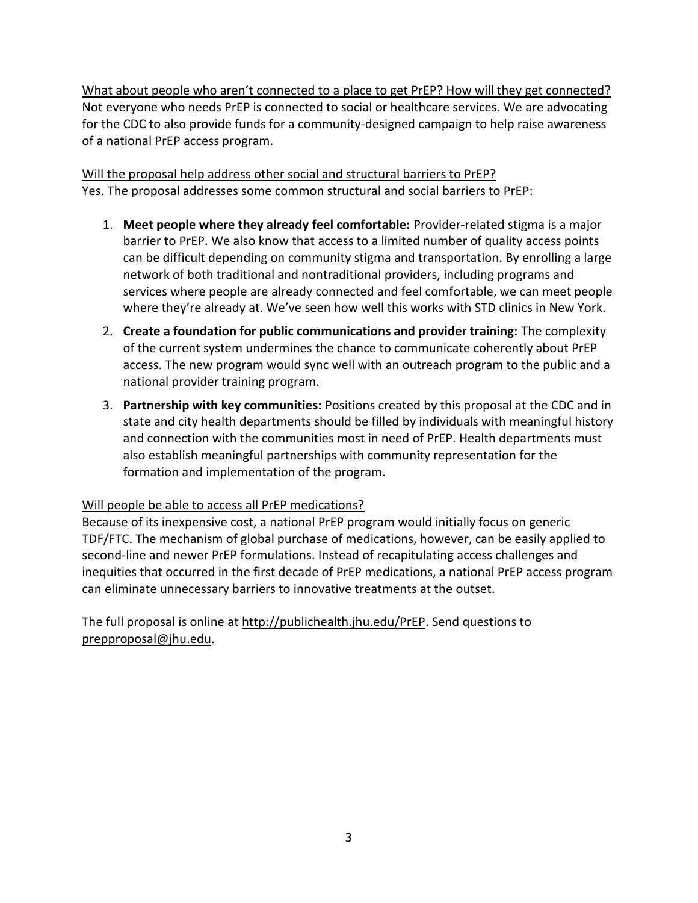<u>What about people who aren't connected to a place to get PrEP? How will they get connected?</u>
Not everyone who needs PrEP is connected to social or healthcare services. We are advocating for the CDC to also provide funds for a community-designed campaign to help raise awareness of a national PrEP access program.

<u>Will the proposal help address other social and structural barriers to PrEP?</u>
Yes. The proposal addresses some common structural and social barriers to PrEP:

1. **Meet people where they already feel comfortable:** Provider-related stigma is a major barrier to PrEP. We also know that access to a limited number of quality access points can be difficult depending on community stigma and transportation. By enrolling a large network of both traditional and nontraditional providers, including programs and services where people are already connected and feel comfortable, we can meet people where they're already at. We've seen how well this works with STD clinics in New York.
2. **Create a foundation for public communications and provider training:** The complexity of the current system undermines the chance to communicate coherently about PrEP access. The new program would sync well with an outreach program to the public and a national provider training program.
3. **Partnership with key communities:** Positions created by this proposal at the CDC and in state and city health departments should be filled by individuals with meaningful history and connection with the communities most in need of PrEP. Health departments must also establish meaningful partnerships with community representation for the formation and implementation of the program.

<u>Will people be able to access all PrEP medications?</u>
Because of its inexpensive cost, a national PrEP program would initially focus on generic TDF/FTC. The mechanism of global purchase of medications, however, can be easily applied to second-line and newer PrEP formulations. Instead of recapitulating access challenges and inequities that occurred in the first decade of PrEP medications, a national PrEP access program can eliminate unnecessary barriers to innovative treatments at the outset.

The full proposal is online at http://publichealth.jhu.edu/PrEP. Send questions to prepproposal@jhu.edu.